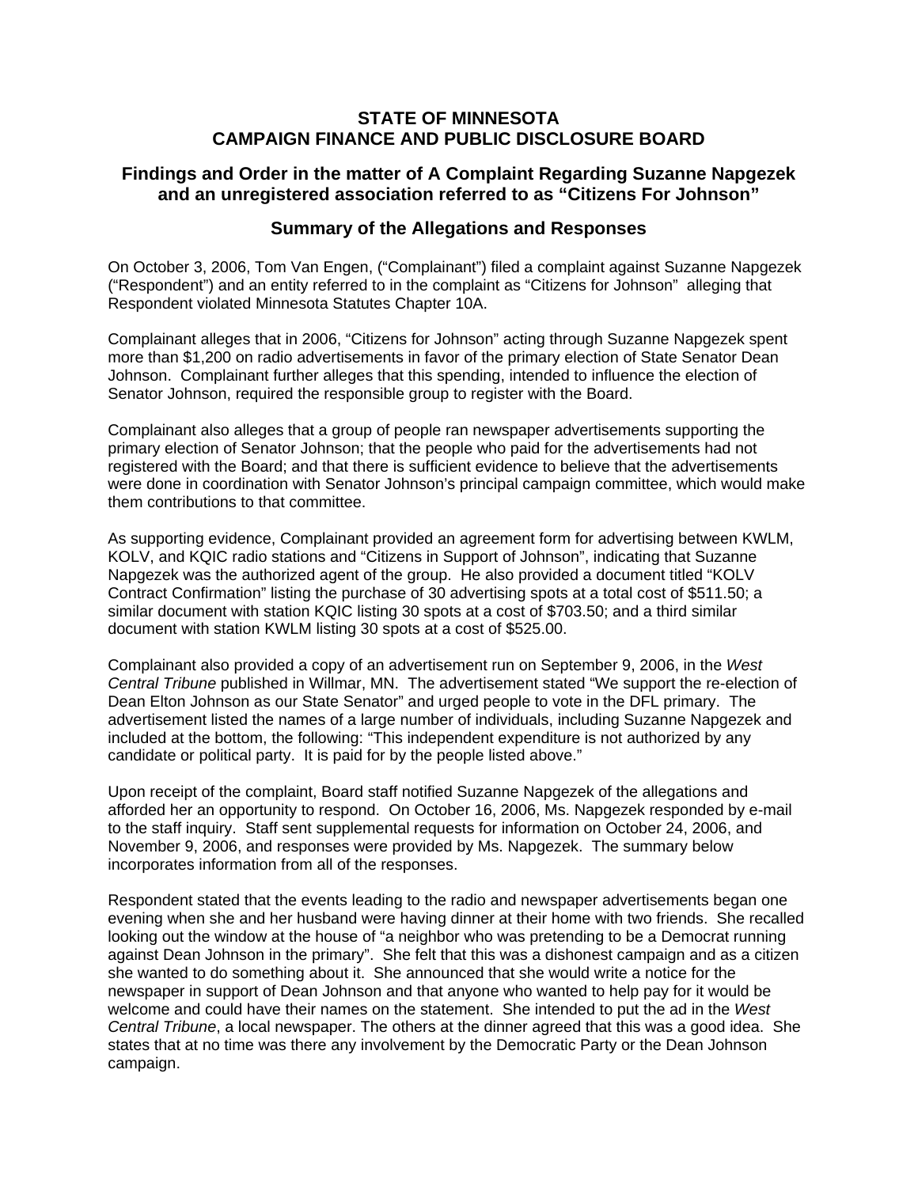# STATE OF MINNESOTA
# CAMPAIGN FINANCE AND PUBLIC DISCLOSURE BOARD

## Findings and Order in the matter of A Complaint Regarding Suzanne Napgezek and an unregistered association referred to as "Citizens For Johnson"

### Summary of the Allegations and Responses

On October 3, 2006, Tom Van Engen, ("Complainant") filed a complaint against Suzanne Napgezek ("Respondent") and an entity referred to in the complaint as "Citizens for Johnson" alleging that Respondent violated Minnesota Statutes Chapter 10A.

Complainant alleges that in 2006, "Citizens for Johnson" acting through Suzanne Napgezek spent more than $1,200 on radio advertisements in favor of the primary election of State Senator Dean Johnson. Complainant further alleges that this spending, intended to influence the election of Senator Johnson, required the responsible group to register with the Board.

Complainant also alleges that a group of people ran newspaper advertisements supporting the primary election of Senator Johnson; that the people who paid for the advertisements had not registered with the Board; and that there is sufficient evidence to believe that the advertisements were done in coordination with Senator Johnson's principal campaign committee, which would make them contributions to that committee.

As supporting evidence, Complainant provided an agreement form for advertising between KWLM, KOLV, and KQIC radio stations and "Citizens in Support of Johnson", indicating that Suzanne Napgezek was the authorized agent of the group. He also provided a document titled "KOLV Contract Confirmation" listing the purchase of 30 advertising spots at a total cost of $511.50; a similar document with station KQIC listing 30 spots at a cost of $703.50; and a third similar document with station KWLM listing 30 spots at a cost of $525.00.

Complainant also provided a copy of an advertisement run on September 9, 2006, in the *West Central Tribune* published in Willmar, MN. The advertisement stated "We support the re-election of Dean Elton Johnson as our State Senator" and urged people to vote in the DFL primary. The advertisement listed the names of a large number of individuals, including Suzanne Napgezek and included at the bottom, the following: "This independent expenditure is not authorized by any candidate or political party. It is paid for by the people listed above."

Upon receipt of the complaint, Board staff notified Suzanne Napgezek of the allegations and afforded her an opportunity to respond. On October 16, 2006, Ms. Napgezek responded by e-mail to the staff inquiry. Staff sent supplemental requests for information on October 24, 2006, and November 9, 2006, and responses were provided by Ms. Napgezek. The summary below incorporates information from all of the responses.

Respondent stated that the events leading to the radio and newspaper advertisements began one evening when she and her husband were having dinner at their home with two friends. She recalled looking out the window at the house of "a neighbor who was pretending to be a Democrat running against Dean Johnson in the primary". She felt that this was a dishonest campaign and as a citizen she wanted to do something about it. She announced that she would write a notice for the newspaper in support of Dean Johnson and that anyone who wanted to help pay for it would be welcome and could have their names on the statement. She intended to put the ad in the *West Central Tribune*, a local newspaper. The others at the dinner agreed that this was a good idea. She states that at no time was there any involvement by the Democratic Party or the Dean Johnson campaign.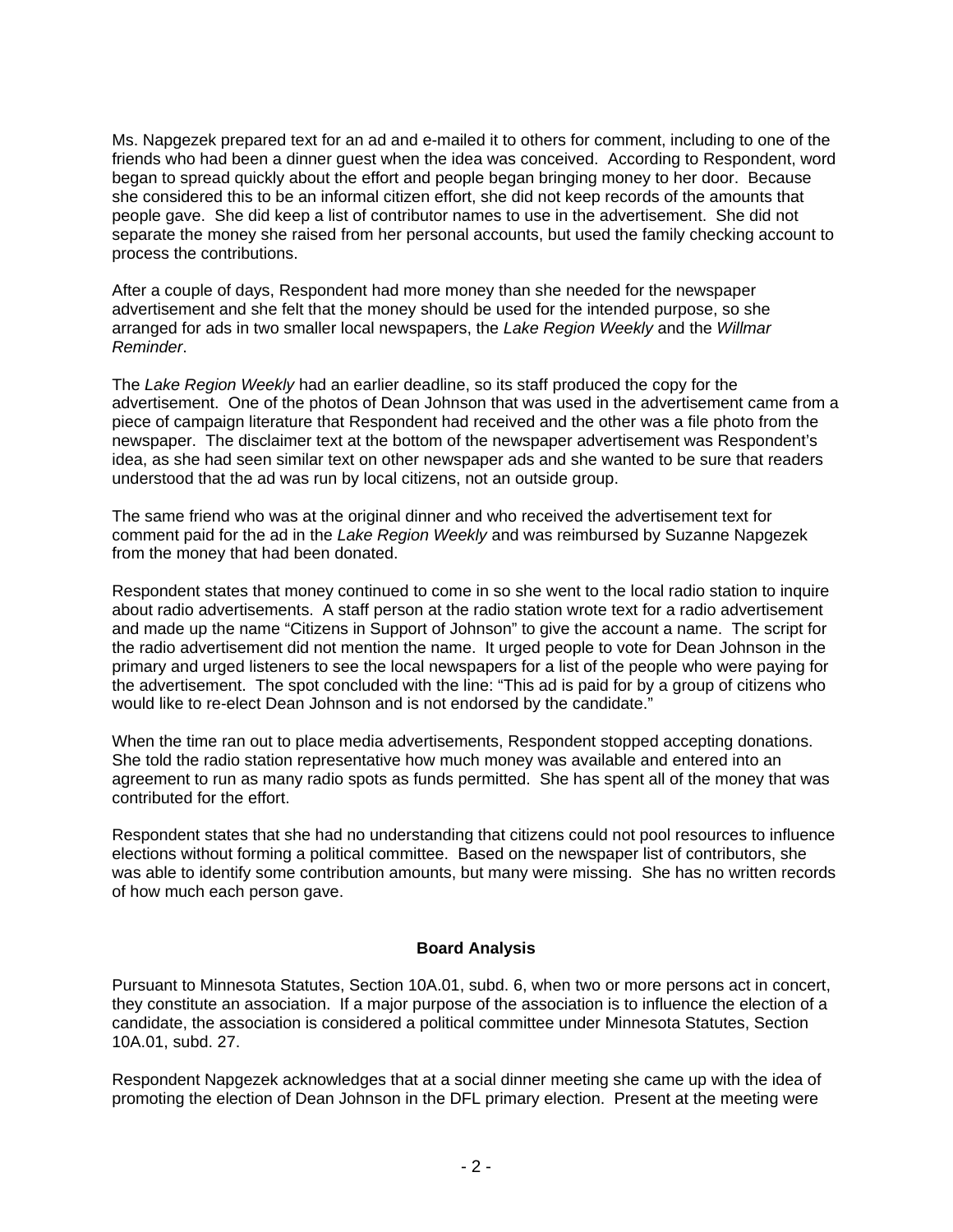Ms. Napgezek prepared text for an ad and e-mailed it to others for comment, including to one of the friends who had been a dinner guest when the idea was conceived. According to Respondent, word began to spread quickly about the effort and people began bringing money to her door. Because she considered this to be an informal citizen effort, she did not keep records of the amounts that people gave. She did keep a list of contributor names to use in the advertisement. She did not separate the money she raised from her personal accounts, but used the family checking account to process the contributions.

After a couple of days, Respondent had more money than she needed for the newspaper advertisement and she felt that the money should be used for the intended purpose, so she arranged for ads in two smaller local newspapers, the *Lake Region Weekly* and the *Willmar Reminder*.

The *Lake Region Weekly* had an earlier deadline, so its staff produced the copy for the advertisement. One of the photos of Dean Johnson that was used in the advertisement came from a piece of campaign literature that Respondent had received and the other was a file photo from the newspaper. The disclaimer text at the bottom of the newspaper advertisement was Respondent's idea, as she had seen similar text on other newspaper ads and she wanted to be sure that readers understood that the ad was run by local citizens, not an outside group.

The same friend who was at the original dinner and who received the advertisement text for comment paid for the ad in the *Lake Region Weekly* and was reimbursed by Suzanne Napgezek from the money that had been donated.

Respondent states that money continued to come in so she went to the local radio station to inquire about radio advertisements. A staff person at the radio station wrote text for a radio advertisement and made up the name "Citizens in Support of Johnson" to give the account a name. The script for the radio advertisement did not mention the name. It urged people to vote for Dean Johnson in the primary and urged listeners to see the local newspapers for a list of the people who were paying for the advertisement. The spot concluded with the line: "This ad is paid for by a group of citizens who would like to re-elect Dean Johnson and is not endorsed by the candidate."

When the time ran out to place media advertisements, Respondent stopped accepting donations. She told the radio station representative how much money was available and entered into an agreement to run as many radio spots as funds permitted. She has spent all of the money that was contributed for the effort.

Respondent states that she had no understanding that citizens could not pool resources to influence elections without forming a political committee. Based on the newspaper list of contributors, she was able to identify some contribution amounts, but many were missing. She has no written records of how much each person gave.

## Board Analysis

Pursuant to Minnesota Statutes, Section 10A.01, subd. 6, when two or more persons act in concert, they constitute an association. If a major purpose of the association is to influence the election of a candidate, the association is considered a political committee under Minnesota Statutes, Section 10A.01, subd. 27.

Respondent Napgezek acknowledges that at a social dinner meeting she came up with the idea of promoting the election of Dean Johnson in the DFL primary election. Present at the meeting were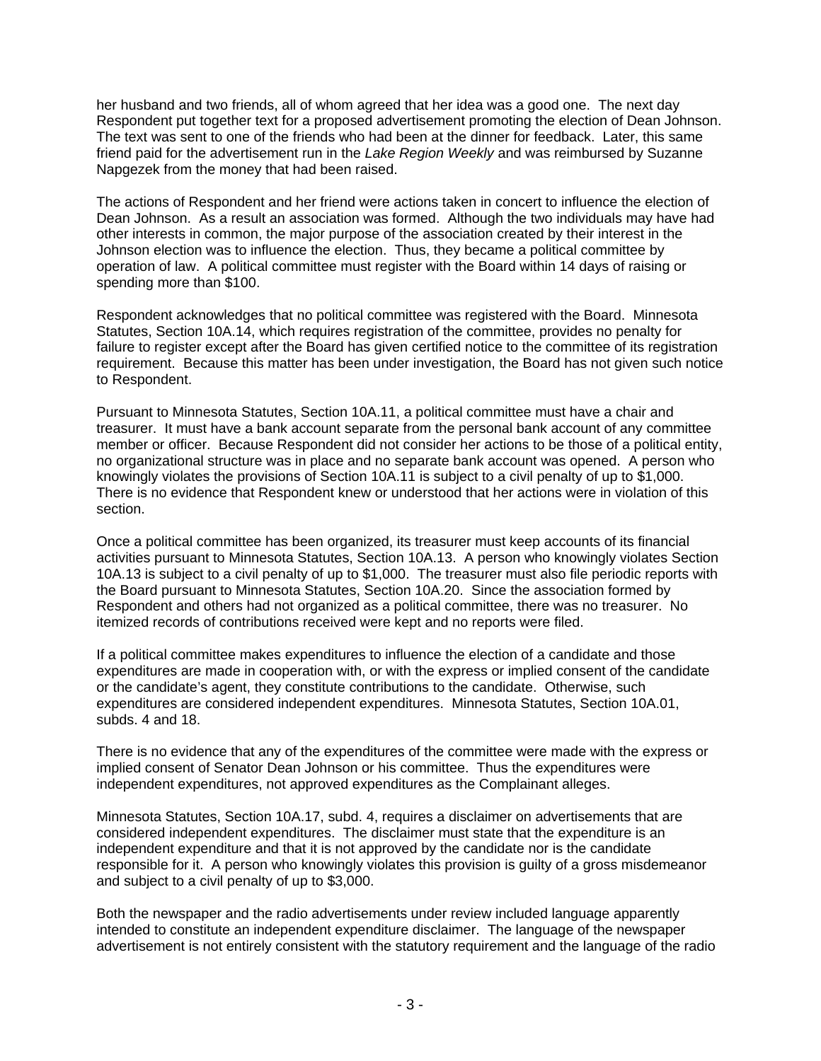her husband and two friends, all of whom agreed that her idea was a good one. The next day Respondent put together text for a proposed advertisement promoting the election of Dean Johnson. The text was sent to one of the friends who had been at the dinner for feedback. Later, this same friend paid for the advertisement run in the *Lake Region Weekly* and was reimbursed by Suzanne Napgezek from the money that had been raised.

The actions of Respondent and her friend were actions taken in concert to influence the election of Dean Johnson. As a result an association was formed. Although the two individuals may have had other interests in common, the major purpose of the association created by their interest in the Johnson election was to influence the election. Thus, they became a political committee by operation of law. A political committee must register with the Board within 14 days of raising or spending more than $100.

Respondent acknowledges that no political committee was registered with the Board. Minnesota Statutes, Section 10A.14, which requires registration of the committee, provides no penalty for failure to register except after the Board has given certified notice to the committee of its registration requirement. Because this matter has been under investigation, the Board has not given such notice to Respondent.

Pursuant to Minnesota Statutes, Section 10A.11, a political committee must have a chair and treasurer. It must have a bank account separate from the personal bank account of any committee member or officer. Because Respondent did not consider her actions to be those of a political entity, no organizational structure was in place and no separate bank account was opened. A person who knowingly violates the provisions of Section 10A.11 is subject to a civil penalty of up to $1,000. There is no evidence that Respondent knew or understood that her actions were in violation of this section.

Once a political committee has been organized, its treasurer must keep accounts of its financial activities pursuant to Minnesota Statutes, Section 10A.13. A person who knowingly violates Section 10A.13 is subject to a civil penalty of up to $1,000. The treasurer must also file periodic reports with the Board pursuant to Minnesota Statutes, Section 10A.20. Since the association formed by Respondent and others had not organized as a political committee, there was no treasurer. No itemized records of contributions received were kept and no reports were filed.

If a political committee makes expenditures to influence the election of a candidate and those expenditures are made in cooperation with, or with the express or implied consent of the candidate or the candidate's agent, they constitute contributions to the candidate. Otherwise, such expenditures are considered independent expenditures. Minnesota Statutes, Section 10A.01, subds. 4 and 18.

There is no evidence that any of the expenditures of the committee were made with the express or implied consent of Senator Dean Johnson or his committee. Thus the expenditures were independent expenditures, not approved expenditures as the Complainant alleges.

Minnesota Statutes, Section 10A.17, subd. 4, requires a disclaimer on advertisements that are considered independent expenditures. The disclaimer must state that the expenditure is an independent expenditure and that it is not approved by the candidate nor is the candidate responsible for it. A person who knowingly violates this provision is guilty of a gross misdemeanor and subject to a civil penalty of up to $3,000.

Both the newspaper and the radio advertisements under review included language apparently intended to constitute an independent expenditure disclaimer. The language of the newspaper advertisement is not entirely consistent with the statutory requirement and the language of the radio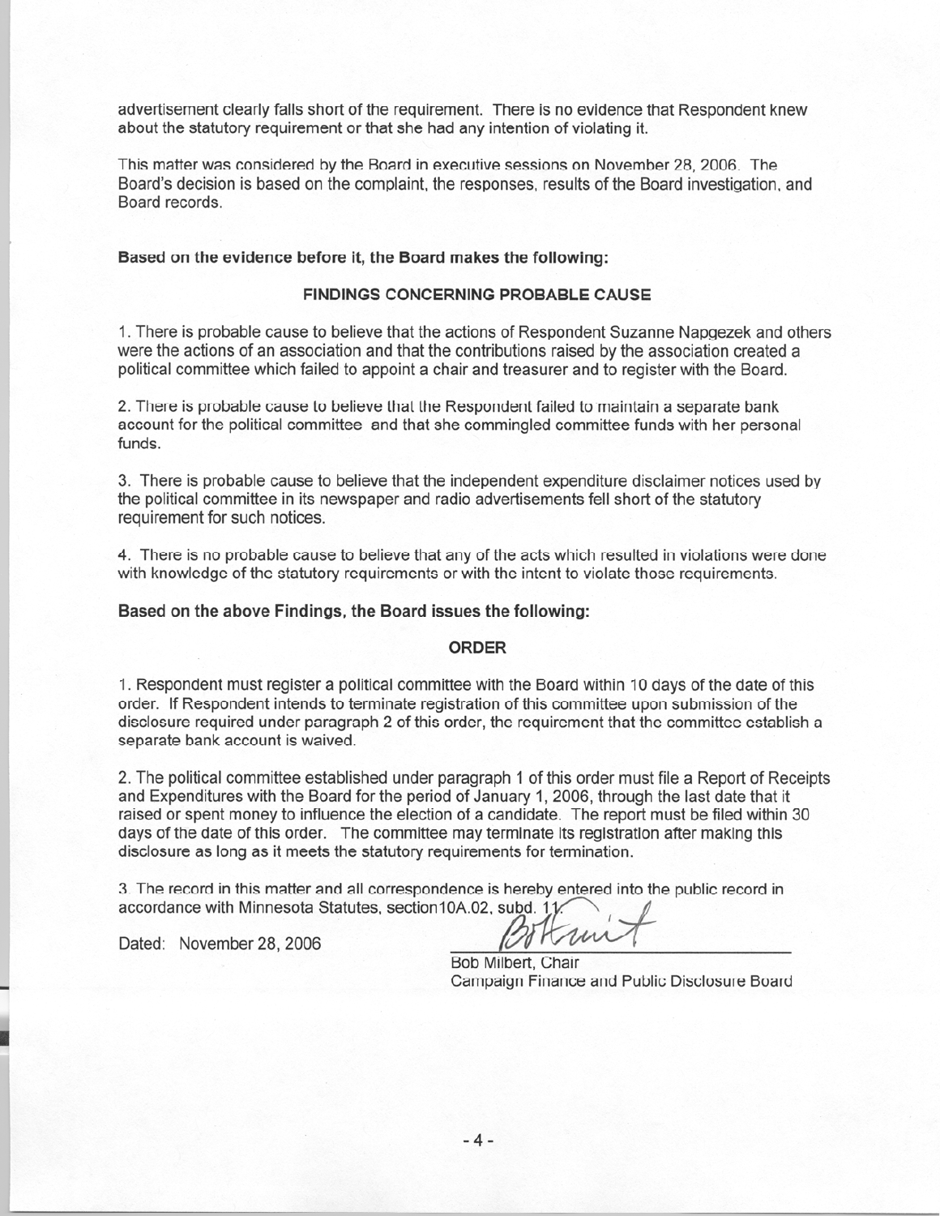advertisement clearly falls short of the requirement. There is no evidence that Respondent knew about the statutory requirement or that she had any intention of violating it.

This matter was considered by the Board in executive sessions on November 28, 2006. The Board's decision is based on the complaint, the responses, results of the Board investigation, and Board records.

**Based on the evidence before it, the Board makes the following:**

**FINDINGS CONCERNING PROBABLE CAUSE**

1. There is probable cause to believe that the actions of Respondent Suzanne Napgezek and others were the actions of an association and that the contributions raised by the association created a political committee which failed to appoint a chair and treasurer and to register with the Board.

2. There is probable cause to believe that the Respondent failed to maintain a separate bank account for the political committee and that she commingled committee funds with her personal funds.

3. There is probable cause to believe that the independent expenditure disclaimer notices used by the political committee in its newspaper and radio advertisements fell short of the statutory requirement for such notices.

4. There is no probable cause to believe that any of the acts which resulted in violations were done with knowledge of the statutory requirements or with the intent to violate those requirements.

**Based on the above Findings, the Board issues the following:**

**ORDER**

1. Respondent must register a political committee with the Board within 10 days of the date of this order. If Respondent intends to terminate registration of this committee upon submission of the disclosure required under paragraph 2 of this order, the requirement that the committee establish a separate bank account is waived.

2. The political committee established under paragraph 1 of this order must file a Report of Receipts and Expenditures with the Board for the period of January 1, 2006, through the last date that it raised or spent money to influence the election of a candidate. The report must be filed within 30 days of the date of this order. The committee may terminate its registration after making this disclosure as long as it meets the statutory requirements for termination.

3. The record in this matter and all correspondence is hereby entered into the public record in accordance with Minnesota Statutes, section10A.02, subd. 11.

Dated: November 28, 2006

Bob Milbert, Chair
Campaign Finance and Public Disclosure Board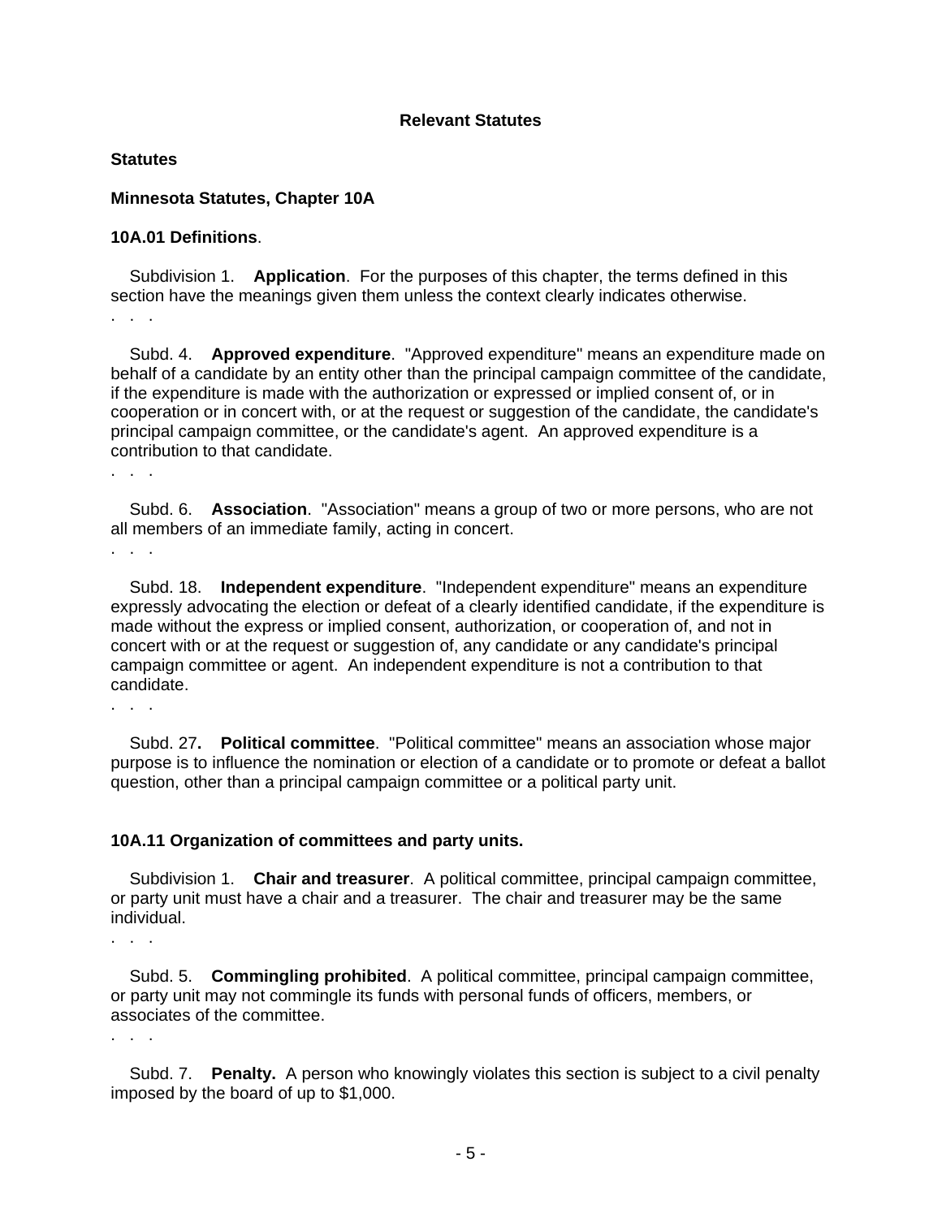## Relevant Statutes

### Statutes

### Minnesota Statutes, Chapter 10A

**10A.01 Definitions**.

Subdivision 1. **Application**. For the purposes of this chapter, the terms defined in this section have the meanings given them unless the context clearly indicates otherwise.

. . .

Subd. 4. **Approved expenditure**. "Approved expenditure" means an expenditure made on behalf of a candidate by an entity other than the principal campaign committee of the candidate, if the expenditure is made with the authorization or expressed or implied consent of, or in cooperation or in concert with, or at the request or suggestion of the candidate, the candidate's principal campaign committee, or the candidate's agent. An approved expenditure is a contribution to that candidate.

. . .

Subd. 6. **Association**. "Association" means a group of two or more persons, who are not all members of an immediate family, acting in concert.

. . .

Subd. 18. **Independent expenditure**. "Independent expenditure" means an expenditure expressly advocating the election or defeat of a clearly identified candidate, if the expenditure is made without the express or implied consent, authorization, or cooperation of, and not in concert with or at the request or suggestion of, any candidate or any candidate's principal campaign committee or agent. An independent expenditure is not a contribution to that candidate.

. . .

Subd. 27**.** **Political committee**. "Political committee" means an association whose major purpose is to influence the nomination or election of a candidate or to promote or defeat a ballot question, other than a principal campaign committee or a political party unit.

**10A.11 Organization of committees and party units.**

Subdivision 1. **Chair and treasurer**. A political committee, principal campaign committee, or party unit must have a chair and a treasurer. The chair and treasurer may be the same individual.

. . .

Subd. 5. **Commingling prohibited**. A political committee, principal campaign committee, or party unit may not commingle its funds with personal funds of officers, members, or associates of the committee.

. . .

Subd. 7. **Penalty.** A person who knowingly violates this section is subject to a civil penalty imposed by the board of up to $1,000.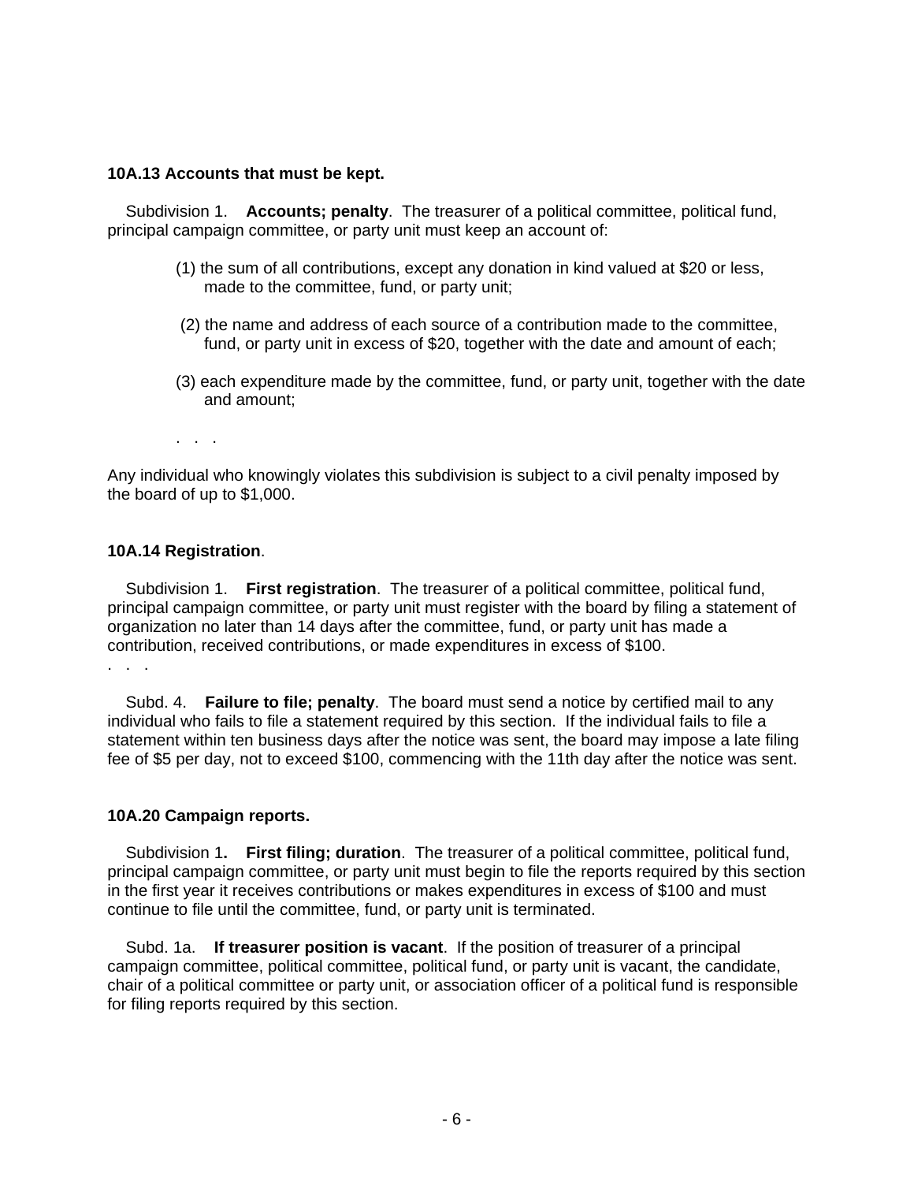**10A.13 Accounts that must be kept.**

Subdivision 1. **Accounts; penalty**. The treasurer of a political committee, political fund, principal campaign committee, or party unit must keep an account of:

(1) the sum of all contributions, except any donation in kind valued at $20 or less, made to the committee, fund, or party unit;

(2) the name and address of each source of a contribution made to the committee, fund, or party unit in excess of $20, together with the date and amount of each;

(3) each expenditure made by the committee, fund, or party unit, together with the date and amount;

. . .

Any individual who knowingly violates this subdivision is subject to a civil penalty imposed by the board of up to $1,000.

**10A.14 Registration**.

Subdivision 1. **First registration**. The treasurer of a political committee, political fund, principal campaign committee, or party unit must register with the board by filing a statement of organization no later than 14 days after the committee, fund, or party unit has made a contribution, received contributions, or made expenditures in excess of $100.

. . .

Subd. 4. **Failure to file; penalty**. The board must send a notice by certified mail to any individual who fails to file a statement required by this section. If the individual fails to file a statement within ten business days after the notice was sent, the board may impose a late filing fee of $5 per day, not to exceed $100, commencing with the 11th day after the notice was sent.

**10A.20 Campaign reports.**

Subdivision 1**.** **First filing; duration**. The treasurer of a political committee, political fund, principal campaign committee, or party unit must begin to file the reports required by this section in the first year it receives contributions or makes expenditures in excess of $100 and must continue to file until the committee, fund, or party unit is terminated.

Subd. 1a. **If treasurer position is vacant**. If the position of treasurer of a principal campaign committee, political committee, political fund, or party unit is vacant, the candidate, chair of a political committee or party unit, or association officer of a political fund is responsible for filing reports required by this section.